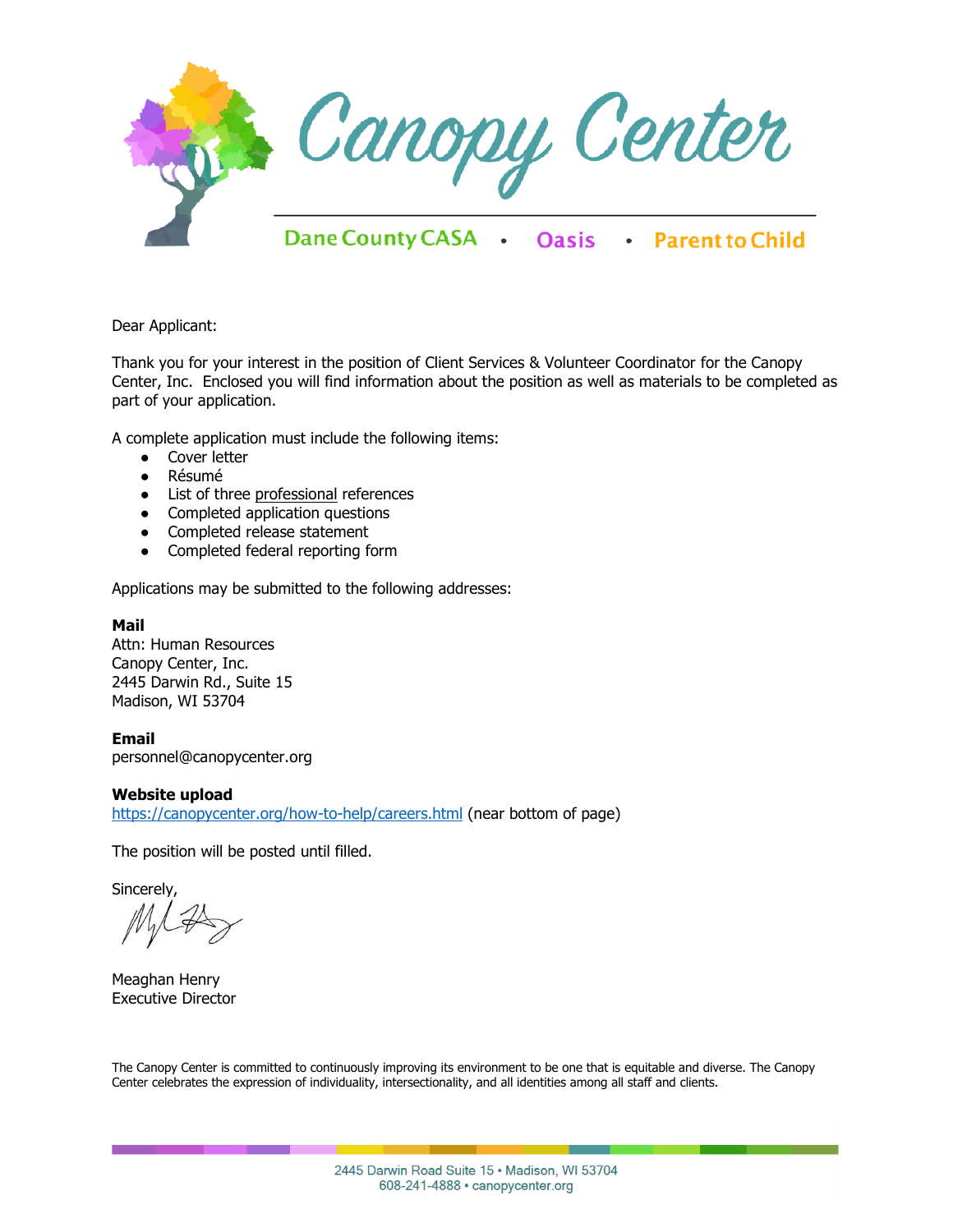# Canopy Center

Dane County CASA • Oasis • Parent to Child

Dear Applicant:

Thank you for your interest in the position of Client Services & Volunteer Coordinator for the Canopy Center, Inc. Enclosed you will find information about the position as well as materials to be completed as part of your application.

A complete application must include the following items:

- Cover letter
- Résumé
- List of three professional references
- Completed application questions
- Completed release statement
- Completed federal reporting form

Applications may be submitted to the following addresses:

**Mail**
Attn: Human Resources
Canopy Center, Inc.
2445 Darwin Rd., Suite 15
Madison, WI 53704

**Email**
personnel@canopycenter.org

**Website upload**
[https://canopycenter.org/how-to-help/careers.html](https://canopycenter.org/how-to-help/careers.html) (near bottom of page)

The position will be posted until filled.

Sincerely,

Meaghan Henry
Executive Director

The Canopy Center is committed to continuously improving its environment to be one that is equitable and diverse. The Canopy Center celebrates the expression of individuality, intersectionality, and all identities among all staff and clients.

2445 Darwin Road Suite 15 • Madison, WI 53704
608-241-4888 • canopycenter.org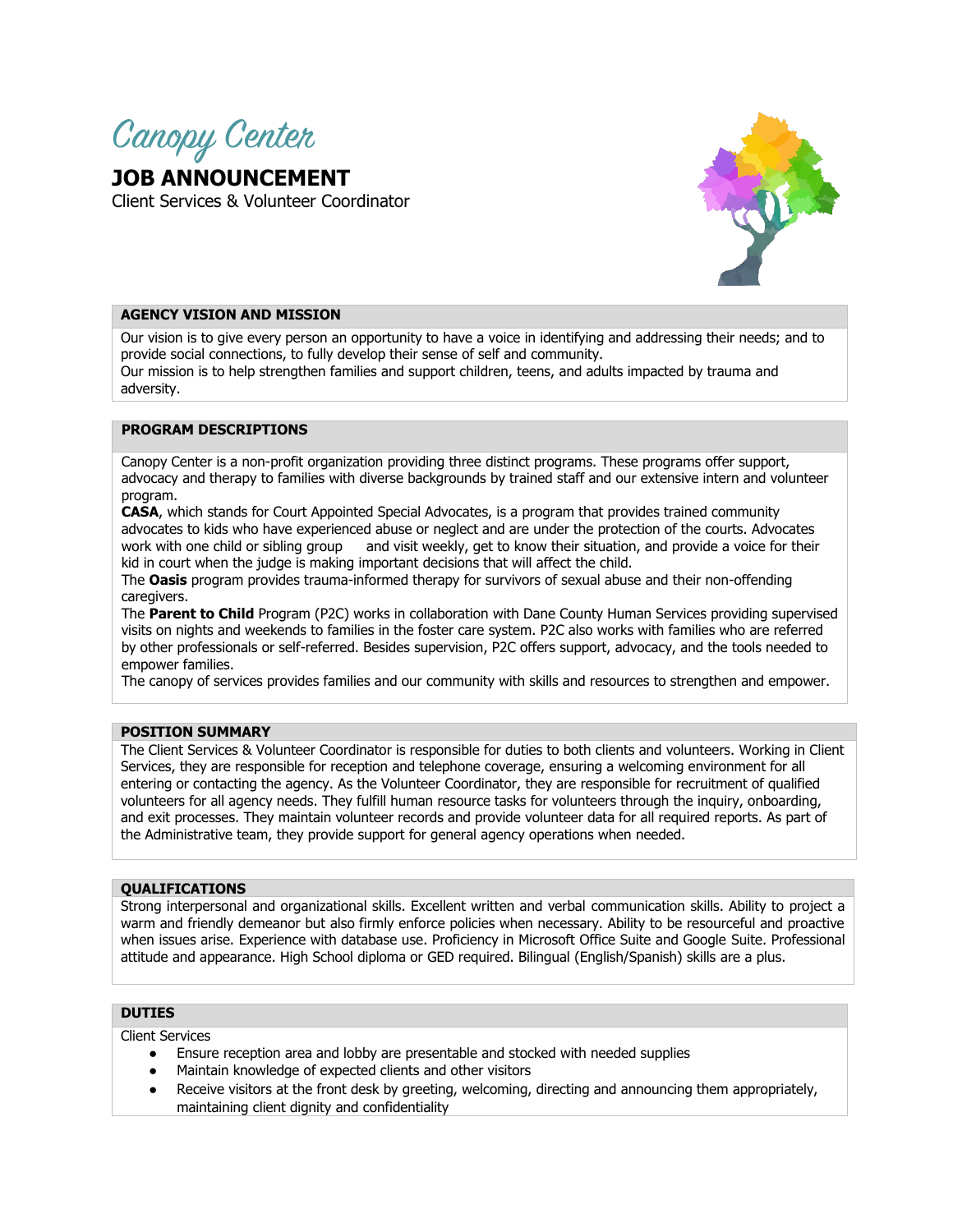# Canopy Center

## JOB ANNOUNCEMENT

Client Services & Volunteer Coordinator

### AGENCY VISION AND MISSION

Our vision is to give every person an opportunity to have a voice in identifying and addressing their needs; and to provide social connections, to fully develop their sense of self and community.
Our mission is to help strengthen families and support children, teens, and adults impacted by trauma and adversity.

### PROGRAM DESCRIPTIONS

Canopy Center is a non-profit organization providing three distinct programs. These programs offer support, advocacy and therapy to families with diverse backgrounds by trained staff and our extensive intern and volunteer program.

**CASA**, which stands for Court Appointed Special Advocates, is a program that provides trained community advocates to kids who have experienced abuse or neglect and are under the protection of the courts. Advocates work with one child or sibling group and visit weekly, get to know their situation, and provide a voice for their kid in court when the judge is making important decisions that will affect the child.

The **Oasis** program provides trauma-informed therapy for survivors of sexual abuse and their non-offending caregivers.

The **Parent to Child** Program (P2C) works in collaboration with Dane County Human Services providing supervised visits on nights and weekends to families in the foster care system. P2C also works with families who are referred by other professionals or self-referred. Besides supervision, P2C offers support, advocacy, and the tools needed to empower families.

The canopy of services provides families and our community with skills and resources to strengthen and empower.

### POSITION SUMMARY

The Client Services & Volunteer Coordinator is responsible for duties to both clients and volunteers. Working in Client Services, they are responsible for reception and telephone coverage, ensuring a welcoming environment for all entering or contacting the agency. As the Volunteer Coordinator, they are responsible for recruitment of qualified volunteers for all agency needs. They fulfill human resource tasks for volunteers through the inquiry, onboarding, and exit processes. They maintain volunteer records and provide volunteer data for all required reports. As part of the Administrative team, they provide support for general agency operations when needed.

### QUALIFICATIONS

Strong interpersonal and organizational skills. Excellent written and verbal communication skills. Ability to project a warm and friendly demeanor but also firmly enforce policies when necessary. Ability to be resourceful and proactive when issues arise. Experience with database use. Proficiency in Microsoft Office Suite and Google Suite. Professional attitude and appearance. High School diploma or GED required. Bilingual (English/Spanish) skills are a plus.

### DUTIES

Client Services

- Ensure reception area and lobby are presentable and stocked with needed supplies
- Maintain knowledge of expected clients and other visitors
- Receive visitors at the front desk by greeting, welcoming, directing and announcing them appropriately, maintaining client dignity and confidentiality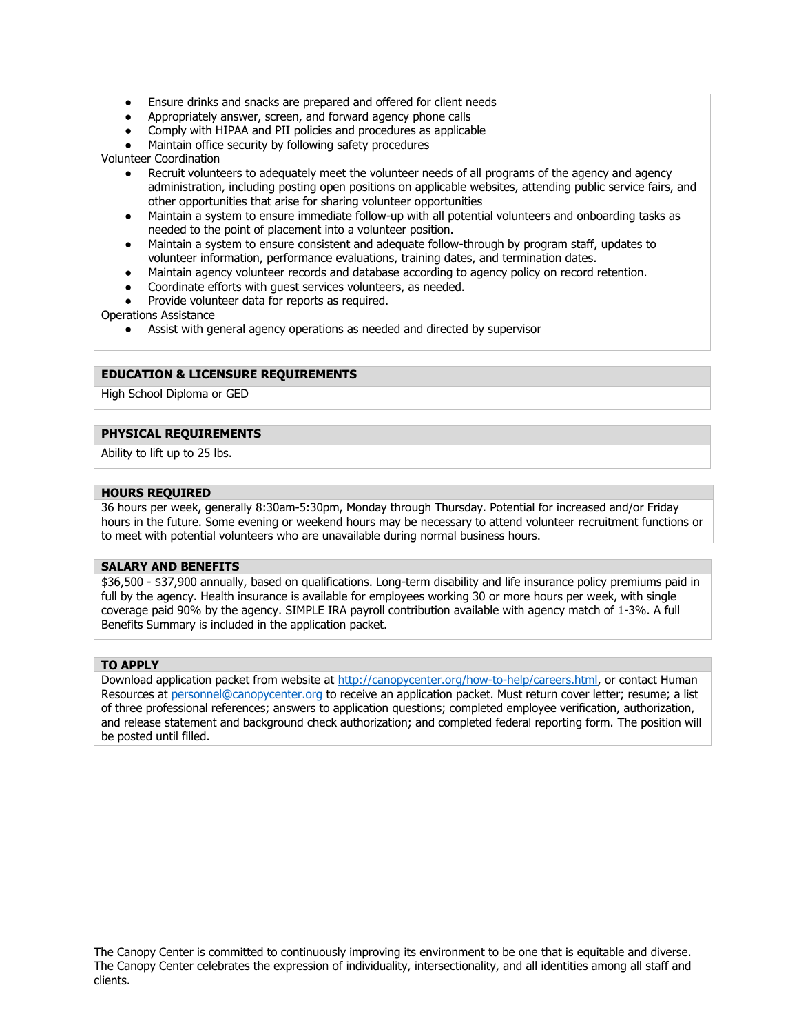- Ensure drinks and snacks are prepared and offered for client needs
- Appropriately answer, screen, and forward agency phone calls
- Comply with HIPAA and PII policies and procedures as applicable
- Maintain office security by following safety procedures

Volunteer Coordination

- Recruit volunteers to adequately meet the volunteer needs of all programs of the agency and agency administration, including posting open positions on applicable websites, attending public service fairs, and other opportunities that arise for sharing volunteer opportunities
- Maintain a system to ensure immediate follow-up with all potential volunteers and onboarding tasks as needed to the point of placement into a volunteer position.
- Maintain a system to ensure consistent and adequate follow-through by program staff, updates to volunteer information, performance evaluations, training dates, and termination dates.
- Maintain agency volunteer records and database according to agency policy on record retention.
- Coordinate efforts with guest services volunteers, as needed.
- Provide volunteer data for reports as required.

Operations Assistance

- Assist with general agency operations as needed and directed by supervisor

## EDUCATION & LICENSURE REQUIREMENTS

High School Diploma or GED

## PHYSICAL REQUIREMENTS

Ability to lift up to 25 lbs.

## HOURS REQUIRED

36 hours per week, generally 8:30am-5:30pm, Monday through Thursday. Potential for increased and/or Friday hours in the future. Some evening or weekend hours may be necessary to attend volunteer recruitment functions or to meet with potential volunteers who are unavailable during normal business hours.

## SALARY AND BENEFITS

$36,500 - $37,900 annually, based on qualifications. Long-term disability and life insurance policy premiums paid in full by the agency. Health insurance is available for employees working 30 or more hours per week, with single coverage paid 90% by the agency. SIMPLE IRA payroll contribution available with agency match of 1-3%. A full Benefits Summary is included in the application packet.

## TO APPLY

Download application packet from website at [http://canopycenter.org/how-to-help/careers.html](http://canopycenter.org/how-to-help/careers.html), or contact Human Resources at [personnel@canopycenter.org](mailto:personnel@canopycenter.org) to receive an application packet. Must return cover letter; resume; a list of three professional references; answers to application questions; completed employee verification, authorization, and release statement and background check authorization; and completed federal reporting form. The position will be posted until filled.

The Canopy Center is committed to continuously improving its environment to be one that is equitable and diverse. The Canopy Center celebrates the expression of individuality, intersectionality, and all identities among all staff and clients.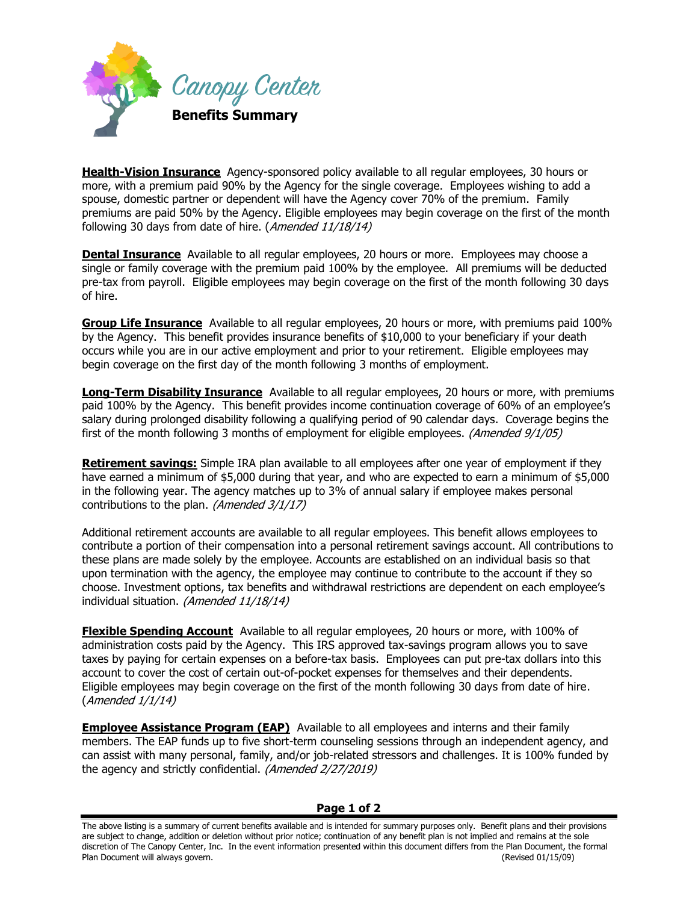Canopy Center

**Benefits Summary**

**Health-Vision Insurance** Agency-sponsored policy available to all regular employees, 30 hours or more, with a premium paid 90% by the Agency for the single coverage. Employees wishing to add a spouse, domestic partner or dependent will have the Agency cover 70% of the premium. Family premiums are paid 50% by the Agency. Eligible employees may begin coverage on the first of the month following 30 days from date of hire. (*Amended 11/18/14)*

**Dental Insurance** Available to all regular employees, 20 hours or more. Employees may choose a single or family coverage with the premium paid 100% by the employee. All premiums will be deducted pre-tax from payroll. Eligible employees may begin coverage on the first of the month following 30 days of hire.

**Group Life Insurance** Available to all regular employees, 20 hours or more, with premiums paid 100% by the Agency. This benefit provides insurance benefits of $10,000 to your beneficiary if your death occurs while you are in our active employment and prior to your retirement. Eligible employees may begin coverage on the first day of the month following 3 months of employment.

**Long-Term Disability Insurance** Available to all regular employees, 20 hours or more, with premiums paid 100% by the Agency. This benefit provides income continuation coverage of 60% of an employee's salary during prolonged disability following a qualifying period of 90 calendar days. Coverage begins the first of the month following 3 months of employment for eligible employees. *(Amended 9/1/05)*

**Retirement savings:** Simple IRA plan available to all employees after one year of employment if they have earned a minimum of $5,000 during that year, and who are expected to earn a minimum of $5,000 in the following year. The agency matches up to 3% of annual salary if employee makes personal contributions to the plan. *(Amended 3/1/17)*

Additional retirement accounts are available to all regular employees. This benefit allows employees to contribute a portion of their compensation into a personal retirement savings account. All contributions to these plans are made solely by the employee. Accounts are established on an individual basis so that upon termination with the agency, the employee may continue to contribute to the account if they so choose. Investment options, tax benefits and withdrawal restrictions are dependent on each employee's individual situation. *(Amended 11/18/14)*

**Flexible Spending Account** Available to all regular employees, 20 hours or more, with 100% of administration costs paid by the Agency. This IRS approved tax-savings program allows you to save taxes by paying for certain expenses on a before-tax basis. Employees can put pre-tax dollars into this account to cover the cost of certain out-of-pocket expenses for themselves and their dependents. Eligible employees may begin coverage on the first of the month following 30 days from date of hire. (*Amended 1/1/14)*

**Employee Assistance Program (EAP)** Available to all employees and interns and their family members. The EAP funds up to five short-term counseling sessions through an independent agency, and can assist with many personal, family, and/or job-related stressors and challenges. It is 100% funded by the agency and strictly confidential. *(Amended 2/27/2019)*

The above listing is a summary of current benefits available and is intended for summary purposes only. Benefit plans and their provisions are subject to change, addition or deletion without prior notice; continuation of any benefit plan is not implied and remains at the sole discretion of The Canopy Center, Inc. In the event information presented within this document differs from the Plan Document, the formal Plan Document will always govern. (Revised 01/15/09)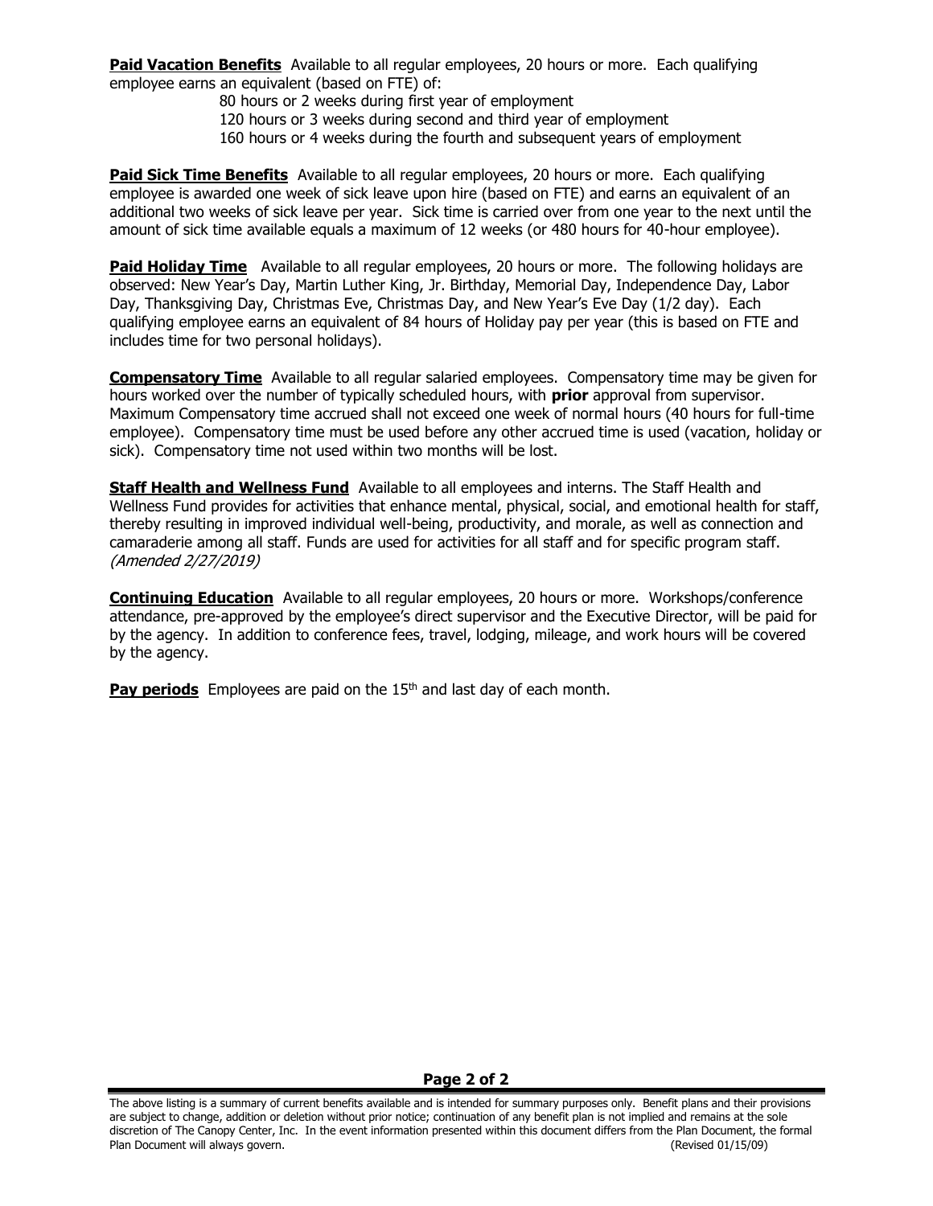**Paid Vacation Benefits** Available to all regular employees, 20 hours or more. Each qualifying employee earns an equivalent (based on FTE) of:

80 hours or 2 weeks during first year of employment
120 hours or 3 weeks during second and third year of employment
160 hours or 4 weeks during the fourth and subsequent years of employment

**Paid Sick Time Benefits** Available to all regular employees, 20 hours or more. Each qualifying employee is awarded one week of sick leave upon hire (based on FTE) and earns an equivalent of an additional two weeks of sick leave per year. Sick time is carried over from one year to the next until the amount of sick time available equals a maximum of 12 weeks (or 480 hours for 40-hour employee).

**Paid Holiday Time** Available to all regular employees, 20 hours or more. The following holidays are observed: New Year's Day, Martin Luther King, Jr. Birthday, Memorial Day, Independence Day, Labor Day, Thanksgiving Day, Christmas Eve, Christmas Day, and New Year's Eve Day (1/2 day). Each qualifying employee earns an equivalent of 84 hours of Holiday pay per year (this is based on FTE and includes time for two personal holidays).

**Compensatory Time** Available to all regular salaried employees. Compensatory time may be given for hours worked over the number of typically scheduled hours, with **prior** approval from supervisor. Maximum Compensatory time accrued shall not exceed one week of normal hours (40 hours for full-time employee). Compensatory time must be used before any other accrued time is used (vacation, holiday or sick). Compensatory time not used within two months will be lost.

**Staff Health and Wellness Fund** Available to all employees and interns. The Staff Health and Wellness Fund provides for activities that enhance mental, physical, social, and emotional health for staff, thereby resulting in improved individual well-being, productivity, and morale, as well as connection and camaraderie among all staff. Funds are used for activities for all staff and for specific program staff. *(Amended 2/27/2019)*

**Continuing Education** Available to all regular employees, 20 hours or more. Workshops/conference attendance, pre-approved by the employee's direct supervisor and the Executive Director, will be paid for by the agency. In addition to conference fees, travel, lodging, mileage, and work hours will be covered by the agency.

**Pay periods** Employees are paid on the 15th and last day of each month.

The above listing is a summary of current benefits available and is intended for summary purposes only. Benefit plans and their provisions are subject to change, addition or deletion without prior notice; continuation of any benefit plan is not implied and remains at the sole discretion of The Canopy Center, Inc. In the event information presented within this document differs from the Plan Document, the formal Plan Document will always govern. (Revised 01/15/09)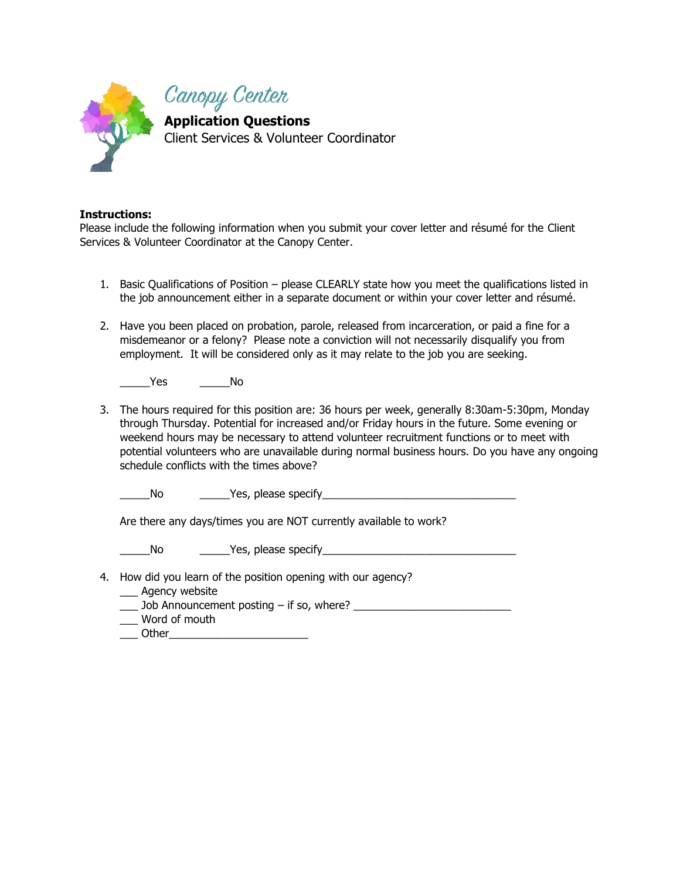# Canopy Center

**Application Questions**
Client Services & Volunteer Coordinator

**Instructions:**
Please include the following information when you submit your cover letter and résumé for the Client Services & Volunteer Coordinator at the Canopy Center.

1. Basic Qualifications of Position – please CLEARLY state how you meet the qualifications listed in the job announcement either in a separate document or within your cover letter and résumé.

2. Have you been placed on probation, parole, released from incarceration, or paid a fine for a misdemeanor or a felony? Please note a conviction will not necessarily disqualify you from employment. It will be considered only as it may relate to the job you are seeking.

   _____Yes     _____No

3. The hours required for this position are: 36 hours per week, generally 8:30am-5:30pm, Monday through Thursday. Potential for increased and/or Friday hours in the future. Some evening or weekend hours may be necessary to attend volunteer recruitment functions or to meet with potential volunteers who are unavailable during normal business hours. Do you have any ongoing schedule conflicts with the times above?

   _____No     _____Yes, please specify_________________________________

   Are there any days/times you are NOT currently available to work?

   _____No     _____Yes, please specify_________________________________

4. How did you learn of the position opening with our agency?
   ___ Agency website
   ___ Job Announcement posting – if so, where? ___________________________
   ___ Word of mouth
   ___ Other________________________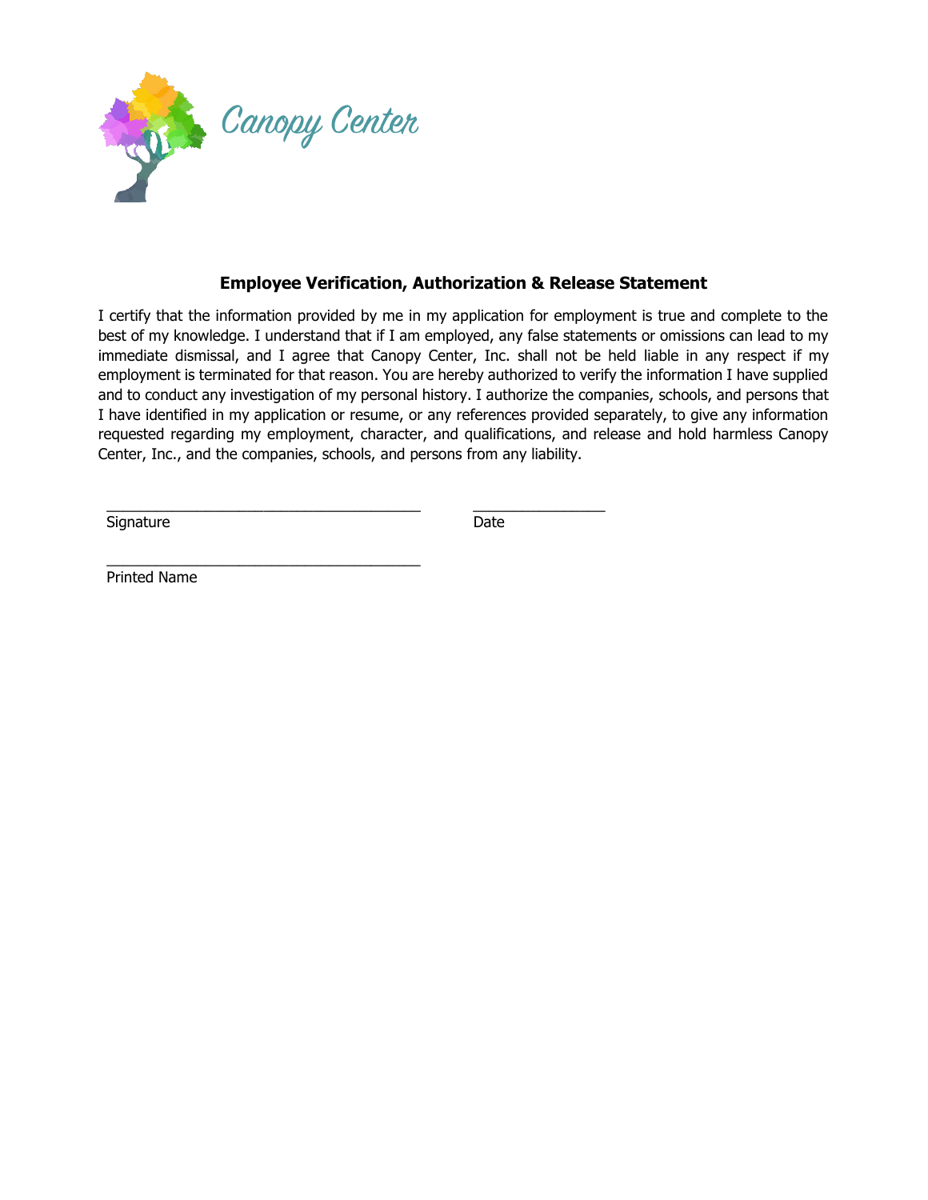Canopy Center

## Employee Verification, Authorization & Release Statement

I certify that the information provided by me in my application for employment is true and complete to the best of my knowledge. I understand that if I am employed, any false statements or omissions can lead to my immediate dismissal, and I agree that Canopy Center, Inc. shall not be held liable in any respect if my employment is terminated for that reason. You are hereby authorized to verify the information I have supplied and to conduct any investigation of my personal history. I authorize the companies, schools, and persons that I have identified in my application or resume, or any references provided separately, to give any information requested regarding my employment, character, and qualifications, and release and hold harmless Canopy Center, Inc., and the companies, schools, and persons from any liability.

\_\_\_\_\_\_\_\_\_\_\_\_\_\_\_\_\_\_\_\_\_\_\_\_\_\_\_\_\_\_\_\_\_\_\_\_\_\_\_\_ \_\_\_\_\_\_\_\_\_\_\_\_\_\_\_\_\_\_\_

Signature Date

\_\_\_\_\_\_\_\_\_\_\_\_\_\_\_\_\_\_\_\_\_\_\_\_\_\_\_\_\_\_\_\_\_\_\_\_\_\_\_\_

Printed Name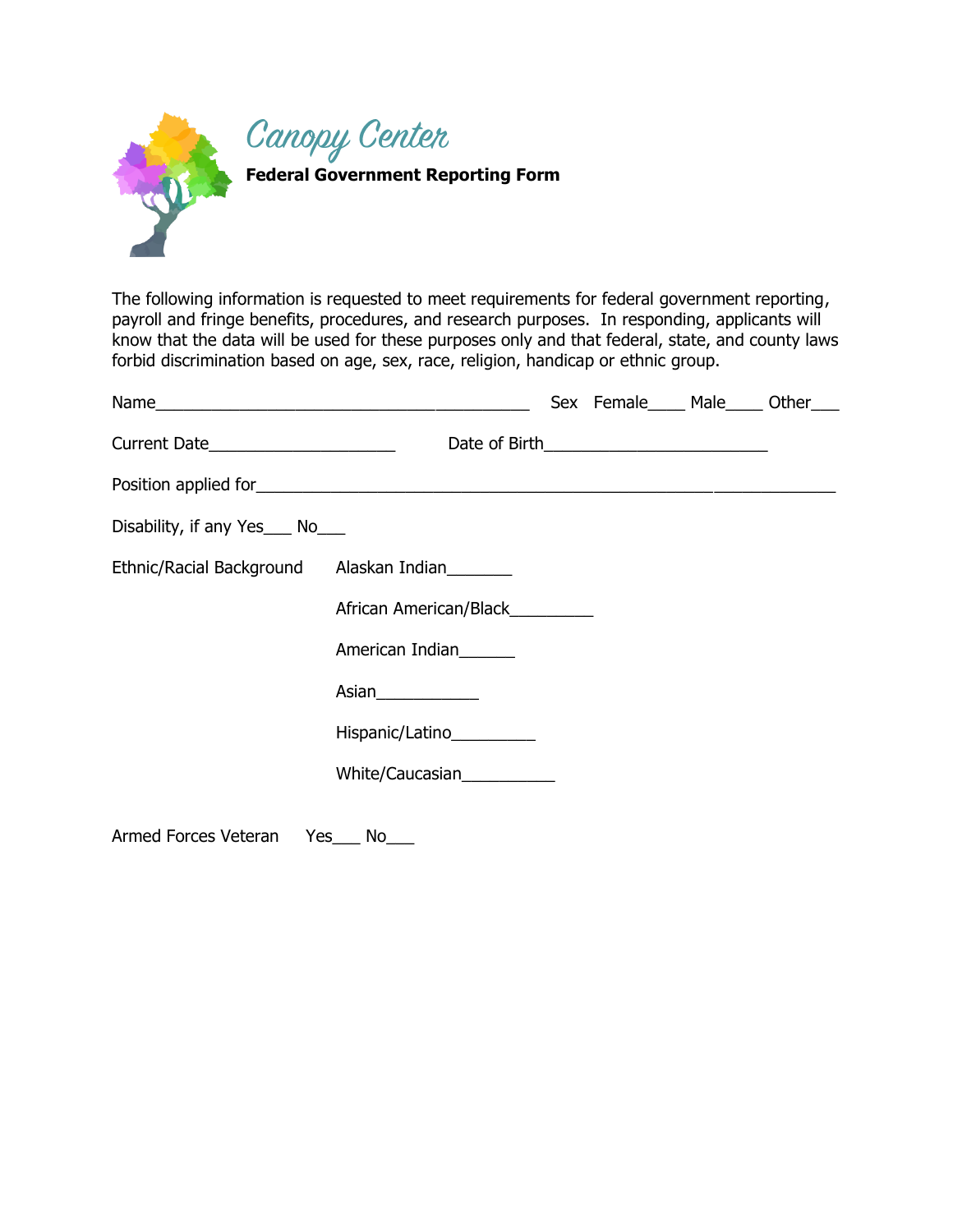# Canopy Center

**Federal Government Reporting Form**

The following information is requested to meet requirements for federal government reporting, payroll and fringe benefits, procedures, and research purposes. In responding, applicants will know that the data will be used for these purposes only and that federal, state, and county laws forbid discrimination based on age, sex, race, religion, handicap or ethnic group.

Name________________________________________ Sex Female____ Male____ Other___

Current Date____________________ Date of Birth________________________

Position applied for______________________________________________________________

Disability, if any Yes___ No___

Ethnic/Racial Background

- Alaskan Indian_______
- African American/Black_________
- American Indian______
- Asian___________
- Hispanic/Latino_________
- White/Caucasian__________

Armed Forces Veteran Yes___ No___